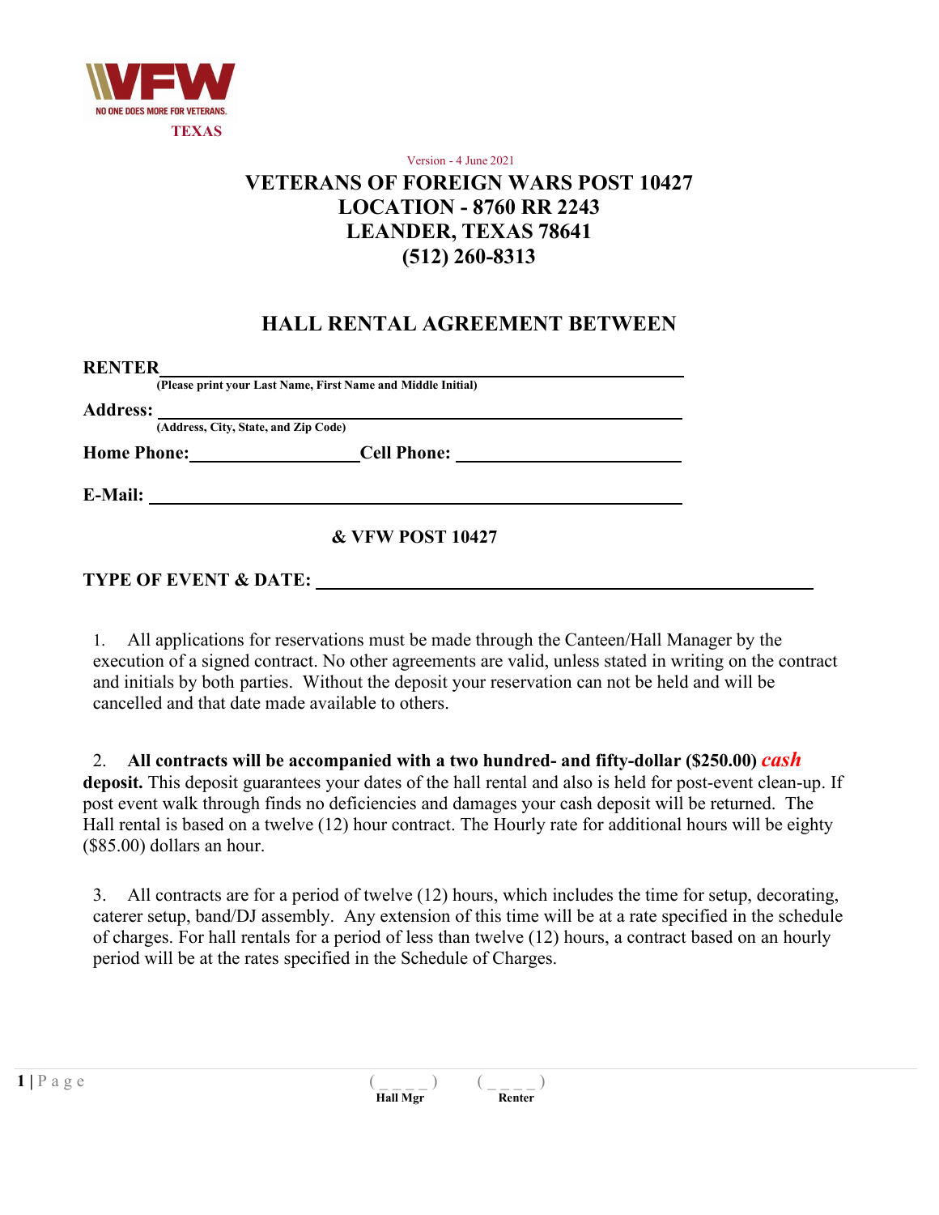VFW
NO ONE DOES MORE FOR VETERANS.
TEXAS

Version - 4 June 2021

# VETERANS OF FOREIGN WARS POST 10427
# LOCATION - 8760 RR 2243
# LEANDER, TEXAS 78641
# (512) 260-8313

## HALL RENTAL AGREEMENT BETWEEN

**RENTER** ______________________________________________
(Please print your Last Name, First Name and Middle Initial)

**Address:** ______________________________________________
(Address, City, State, and Zip Code)

**Home Phone:** ____________________ **Cell Phone:** ____________________

**E-Mail:** ______________________________________________

**& VFW POST 10427**

**TYPE OF EVENT & DATE:** ______________________________________________

1. All applications for reservations must be made through the Canteen/Hall Manager by the execution of a signed contract. No other agreements are valid, unless stated in writing on the contract and initials by both parties. Without the deposit your reservation can not be held and will be cancelled and that date made available to others.

2. **All contracts will be accompanied with a two hundred- and fifty-dollar ($250.00)** ***cash*** **deposit.** This deposit guarantees your dates of the hall rental and also is held for post-event clean-up. If post event walk through finds no deficiencies and damages your cash deposit will be returned. The Hall rental is based on a twelve (12) hour contract. The Hourly rate for additional hours will be eighty ($85.00) dollars an hour.

3. All contracts are for a period of twelve (12) hours, which includes the time for setup, decorating, caterer setup, band/DJ assembly. Any extension of this time will be at a rate specified in the schedule of charges. For hall rentals for a period of less than twelve (12) hours, a contract based on an hourly period will be at the rates specified in the Schedule of Charges.

( _ _ _ _ ) Hall Mgr     ( _ _ _ _ ) Renter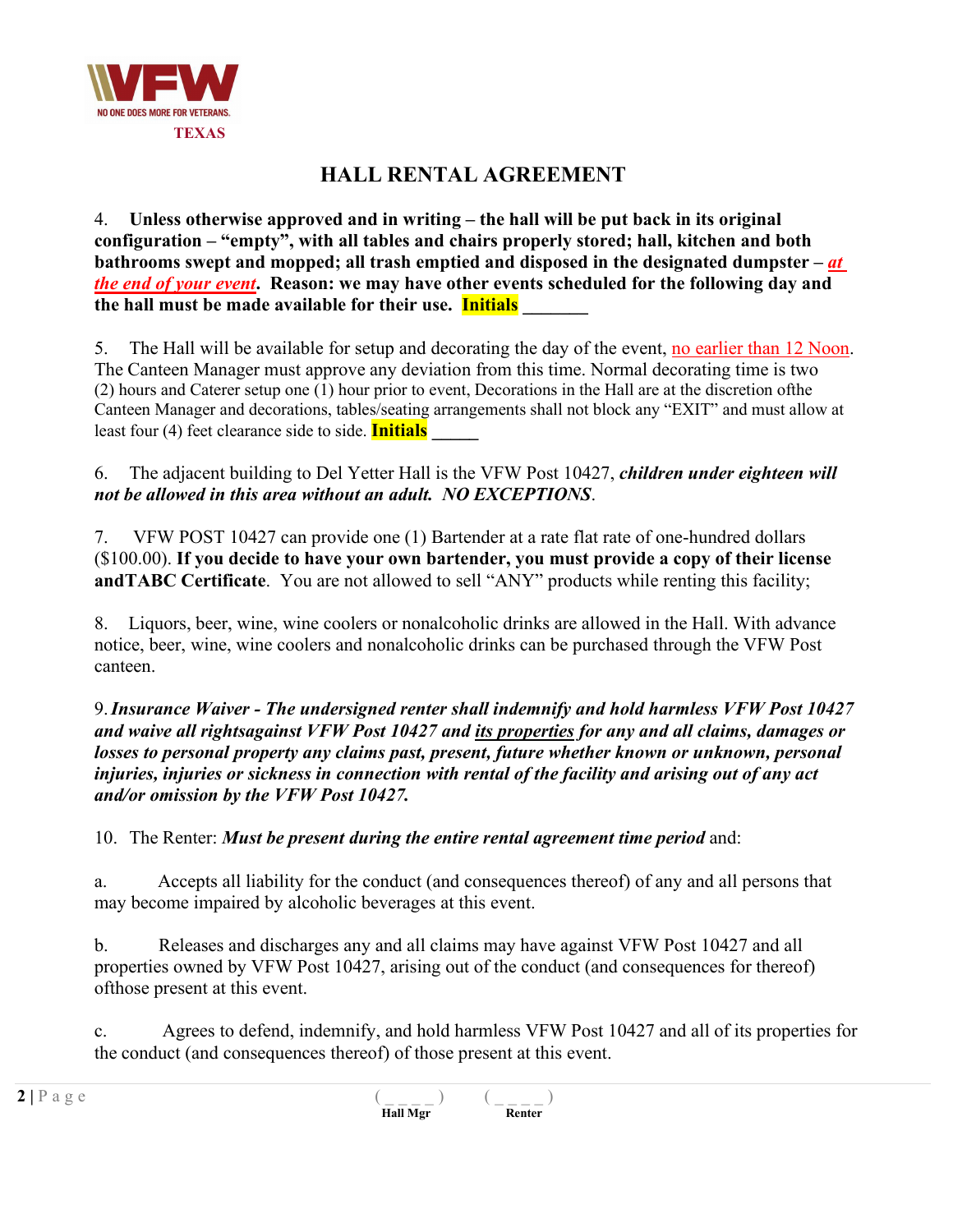# HALL RENTAL AGREEMENT

4. **Unless otherwise approved and in writing – the hall will be put back in its original configuration – "empty", with all tables and chairs properly stored; hall, kitchen and both bathrooms swept and mopped; all trash emptied and disposed in the designated dumpster – *at the end of your event*. Reason: we may have other events scheduled for the following day and the hall must be made available for their use. Initials _______**

5. The Hall will be available for setup and decorating the day of the event, no earlier than 12 Noon. The Canteen Manager must approve any deviation from this time. Normal decorating time is two (2) hours and Caterer setup one (1) hour prior to event, Decorations in the Hall are at the discretion ofthe Canteen Manager and decorations, tables/seating arrangements shall not block any "EXIT" and must allow at least four (4) feet clearance side to side. **Initials _____**

6. The adjacent building to Del Yetter Hall is the VFW Post 10427, ***children under eighteen will not be allowed in this area without an adult. NO EXCEPTIONS***.

7. VFW POST 10427 can provide one (1) Bartender at a rate flat rate of one-hundred dollars ($100.00). **If you decide to have your own bartender, you must provide a copy of their license andTABC Certificate**. You are not allowed to sell "ANY" products while renting this facility;

8. Liquors, beer, wine, wine coolers or nonalcoholic drinks are allowed in the Hall. With advance notice, beer, wine, wine coolers and nonalcoholic drinks can be purchased through the VFW Post canteen.

9. ***Insurance Waiver - The undersigned renter shall indemnify and hold harmless VFW Post 10427 and waive all rightsagainst VFW Post 10427 and its properties for any and all claims, damages or losses to personal property any claims past, present, future whether known or unknown, personal injuries, injuries or sickness in connection with rental of the facility and arising out of any act and/or omission by the VFW Post 10427.***

10. The Renter: ***Must be present during the entire rental agreement time period*** and:

a. Accepts all liability for the conduct (and consequences thereof) of any and all persons that may become impaired by alcoholic beverages at this event.

b. Releases and discharges any and all claims may have against VFW Post 10427 and all properties owned by VFW Post 10427, arising out of the conduct (and consequences for thereof) ofthose present at this event.

c. Agrees to defend, indemnify, and hold harmless VFW Post 10427 and all of its properties for the conduct (and consequences thereof) of those present at this event.

( _ _ _ _ ) **Hall Mgr** ( _ _ _ _ ) **Renter**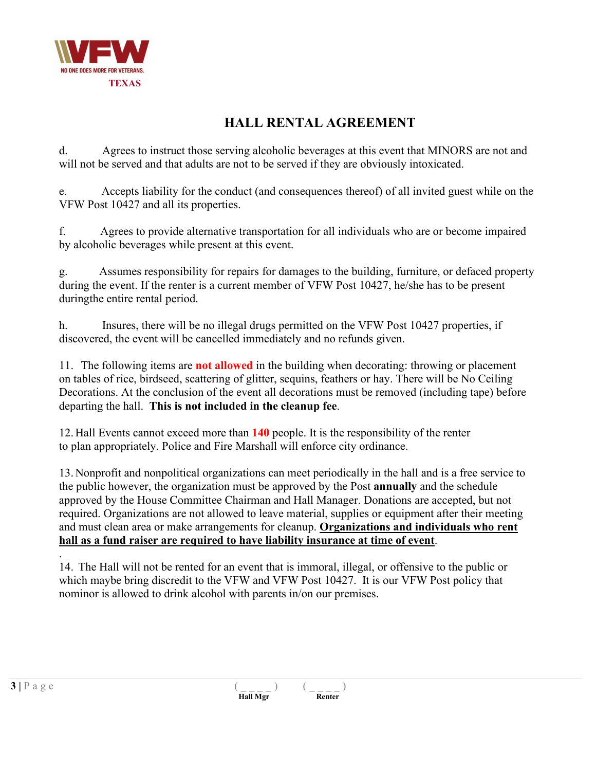# HALL RENTAL AGREEMENT

d. Agrees to instruct those serving alcoholic beverages at this event that MINORS are not and will not be served and that adults are not to be served if they are obviously intoxicated.

e. Accepts liability for the conduct (and consequences thereof) of all invited guest while on the VFW Post 10427 and all its properties.

f. Agrees to provide alternative transportation for all individuals who are or become impaired by alcoholic beverages while present at this event.

g. Assumes responsibility for repairs for damages to the building, furniture, or defaced property during the event. If the renter is a current member of VFW Post 10427, he/she has to be present duringthe entire rental period.

h. Insures, there will be no illegal drugs permitted on the VFW Post 10427 properties, if discovered, the event will be cancelled immediately and no refunds given.

11. The following items are **not allowed** in the building when decorating: throwing or placement on tables of rice, birdseed, scattering of glitter, sequins, feathers or hay. There will be No Ceiling Decorations. At the conclusion of the event all decorations must be removed (including tape) before departing the hall. **This is not included in the cleanup fee**.

12. Hall Events cannot exceed more than **140** people. It is the responsibility of the renter to plan appropriately. Police and Fire Marshall will enforce city ordinance.

13. Nonprofit and nonpolitical organizations can meet periodically in the hall and is a free service to the public however, the organization must be approved by the Post **annually** and the schedule approved by the House Committee Chairman and Hall Manager. Donations are accepted, but not required. Organizations are not allowed to leave material, supplies or equipment after their meeting and must clean area or make arrangements for cleanup. **Organizations and individuals who rent hall as a fund raiser are required to have liability insurance at time of event**.

14. The Hall will not be rented for an event that is immoral, illegal, or offensive to the public or which maybe bring discredit to the VFW and VFW Post 10427. It is our VFW Post policy that nominor is allowed to drink alcohol with parents in/on our premises.

( _ _ _ _ ) Hall Mgr    ( _ _ _ _ ) Renter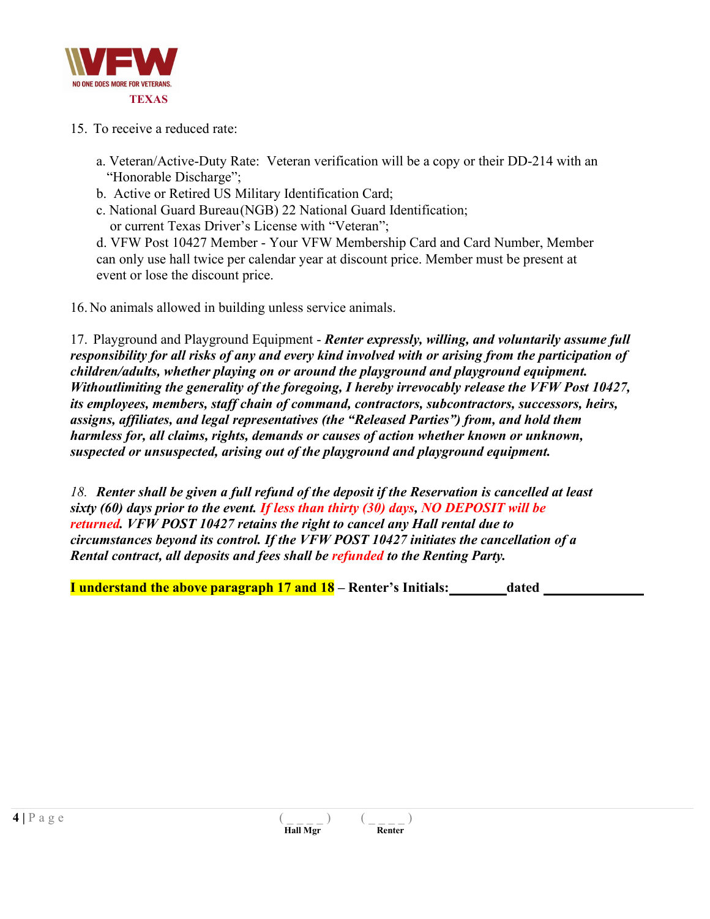15. To receive a reduced rate:

a. Veteran/Active-Duty Rate: Veteran verification will be a copy or their DD-214 with an "Honorable Discharge";
b. Active or Retired US Military Identification Card;
c. National Guard Bureau(NGB) 22 National Guard Identification; or current Texas Driver's License with "Veteran";
d. VFW Post 10427 Member - Your VFW Membership Card and Card Number, Member can only use hall twice per calendar year at discount price. Member must be present at event or lose the discount price.

16. No animals allowed in building unless service animals.

17. Playground and Playground Equipment - ***Renter expressly, willing, and voluntarily assume full responsibility for all risks of any and every kind involved with or arising from the participation of children/adults, whether playing on or around the playground and playground equipment. Withoutlimiting the generality of the foregoing, I hereby irrevocably release the VFW Post 10427, its employees, members, staff chain of command, contractors, subcontractors, successors, heirs, assigns, affiliates, and legal representatives (the "Released Parties") from, and hold them harmless for, all claims, rights, demands or causes of action whether known or unknown, suspected or unsuspected, arising out of the playground and playground equipment.***

*18.* ***Renter shall be given a full refund of the deposit if the Reservation is cancelled at least sixty (60) days prior to the event. If less than thirty (30) days, NO DEPOSIT will be returned. VFW POST 10427 retains the right to cancel any Hall rental due to circumstances beyond its control. If the VFW POST 10427 initiates the cancellation of a Rental contract, all deposits and fees shall be refunded to the Renting Party.***

**I understand the above paragraph 17 and 18 – Renter's Initials:________ dated ______________**

( _ _ _ _ ) Hall Mgr ( _ _ _ _ ) Renter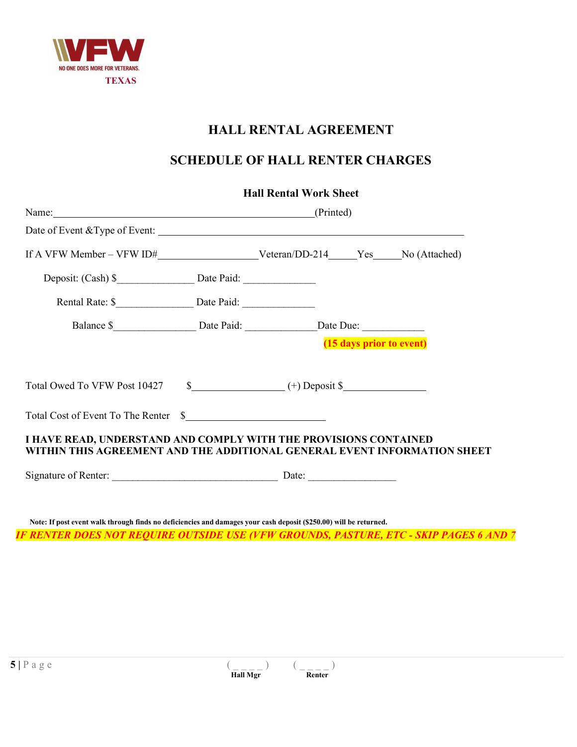NO ONE DOES MORE FOR VETERANS.
TEXAS

# HALL RENTAL AGREEMENT

## SCHEDULE OF HALL RENTER CHARGES

### Hall Rental Work Sheet

Name:\_\_\_\_\_\_\_\_\_\_\_\_\_\_\_\_\_\_\_\_\_\_\_\_\_\_\_\_\_\_\_\_\_\_\_\_\_\_\_\_\_\_\_\_(Printed)

Date of Event &Type of Event: \_\_\_\_\_\_\_\_\_\_\_\_\_\_\_\_\_\_\_\_\_\_\_\_\_\_\_\_\_\_\_\_\_\_\_\_\_\_\_\_\_\_\_\_\_\_\_\_\_\_

If A VFW Member – VFW ID#\_\_\_\_\_\_\_\_\_\_\_\_\_\_\_\_\_Veteran/DD-214\_\_\_\_\_Yes\_\_\_\_\_No (Attached)

Deposit: (Cash) $\_\_\_\_\_\_\_\_\_\_\_\_\_\_\_ Date Paid: \_\_\_\_\_\_\_\_\_\_\_\_\_\_

Rental Rate: $\_\_\_\_\_\_\_\_\_\_\_\_\_\_\_ Date Paid: \_\_\_\_\_\_\_\_\_\_\_\_\_\_

Balance $\_\_\_\_\_\_\_\_\_\_\_\_\_\_\_\_ Date Paid: \_\_\_\_\_\_\_\_\_\_\_\_\_\_Date Due: \_\_\_\_\_\_\_\_\_\_\_\_

**(15 days prior to event)**

Total Owed To VFW Post 10427 $\_\_\_\_\_\_\_\_\_\_\_\_\_\_\_\_\_ (+) Deposit $\_\_\_\_\_\_\_\_\_\_\_\_\_\_\_\_

Total Cost of Event To The Renter $\_\_\_\_\_\_\_\_\_\_\_\_\_\_\_\_\_\_\_\_\_\_\_\_\_\_

**I HAVE READ, UNDERSTAND AND COMPLY WITH THE PROVISIONS CONTAINED WITHIN THIS AGREEMENT AND THE ADDITIONAL GENERAL EVENT INFORMATION SHEET**

Signature of Renter: \_\_\_\_\_\_\_\_\_\_\_\_\_\_\_\_\_\_\_\_\_\_\_\_\_\_\_\_\_\_\_\_ Date: \_\_\_\_\_\_\_\_\_\_\_\_\_\_\_\_\_

**Note: If post event walk through finds no deficiencies and damages your cash deposit ($250.00) will be returned.**

***IF RENTER DOES NOT REQUIRE OUTSIDE USE (VFW GROUNDS, PASTURE, ETC - SKIP PAGES 6 AND 7***

( \_ \_ \_ \_ ) **Hall Mgr** ( \_ \_ \_ \_ ) **Renter**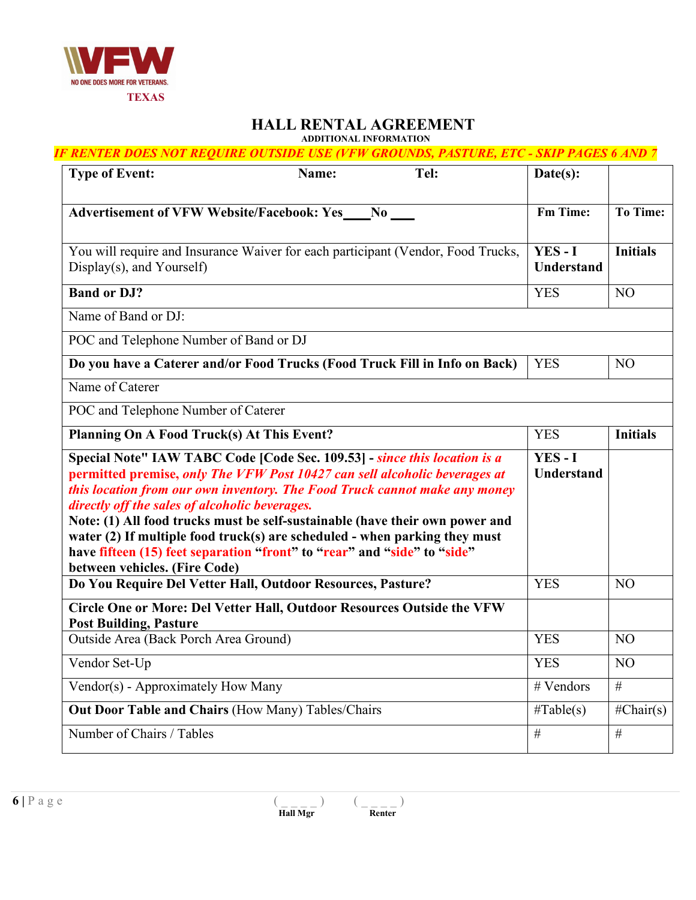NO ONE DOES MORE FOR VETERANS.
TEXAS

# HALL RENTAL AGREEMENT

**ADDITIONAL INFORMATION**

***IF RENTER DOES NOT REQUIRE OUTSIDE USE (VFW GROUNDS, PASTURE, ETC - SKIP PAGES 6 AND 7***

| **Type of Event:** &nbsp;&nbsp;&nbsp;&nbsp; **Name:** &nbsp;&nbsp;&nbsp;&nbsp; **Tel:** | **Date(s):** | |
|---|---|---|
| **Advertisement of VFW Website/Facebook: Yes\_\_\_\_No \_\_\_** | **Fm Time:** | **To Time:** |
| You will require and Insurance Waiver for each participant (Vendor, Food Trucks, Display(s), and Yourself) | **YES - I Understand** | **Initials** |
| **Band or DJ?** | YES | NO |
| Name of Band or DJ: | | |
| POC and Telephone Number of Band or DJ | | |
| **Do you have a Caterer and/or Food Trucks (Food Truck Fill in Info on Back)** | YES | NO |
| Name of Caterer | | |
| POC and Telephone Number of Caterer | | |
| **Planning On A Food Truck(s) At This Event?** | YES | **Initials** |
| **Special Note" IAW TABC Code [Code Sec. 109.53] -** ***since this location is a permitted premise, only The VFW Post 10427 can sell alcoholic beverages at this location from our own inventory. The Food Truck cannot make any money directly off the sales of alcoholic beverages.*** **Note: (1) All food trucks must be self-sustainable (have their own power and water (2) If multiple food truck(s) are scheduled - when parking they must have fifteen (15) feet separation "front" to "rear" and "side" to "side" between vehicles. (Fire Code)** | **YES - I Understand** | |
| **Do You Require Del Vetter Hall, Outdoor Resources, Pasture?** | YES | NO |
| **Circle One or More: Del Vetter Hall, Outdoor Resources Outside the VFW Post Building, Pasture** | | |
| Outside Area (Back Porch Area Ground) | YES | NO |
| Vendor Set-Up | YES | NO |
| Vendor(s) - Approximately How Many | # Vendors | # |
| **Out Door Table and Chairs** (How Many) Tables/Chairs | #Table(s) | #Chair(s) |
| Number of Chairs / Tables | # | # |

( \_ \_ \_ \_ ) Hall Mgr &nbsp;&nbsp;&nbsp;&nbsp; ( \_ \_ \_ \_ ) Renter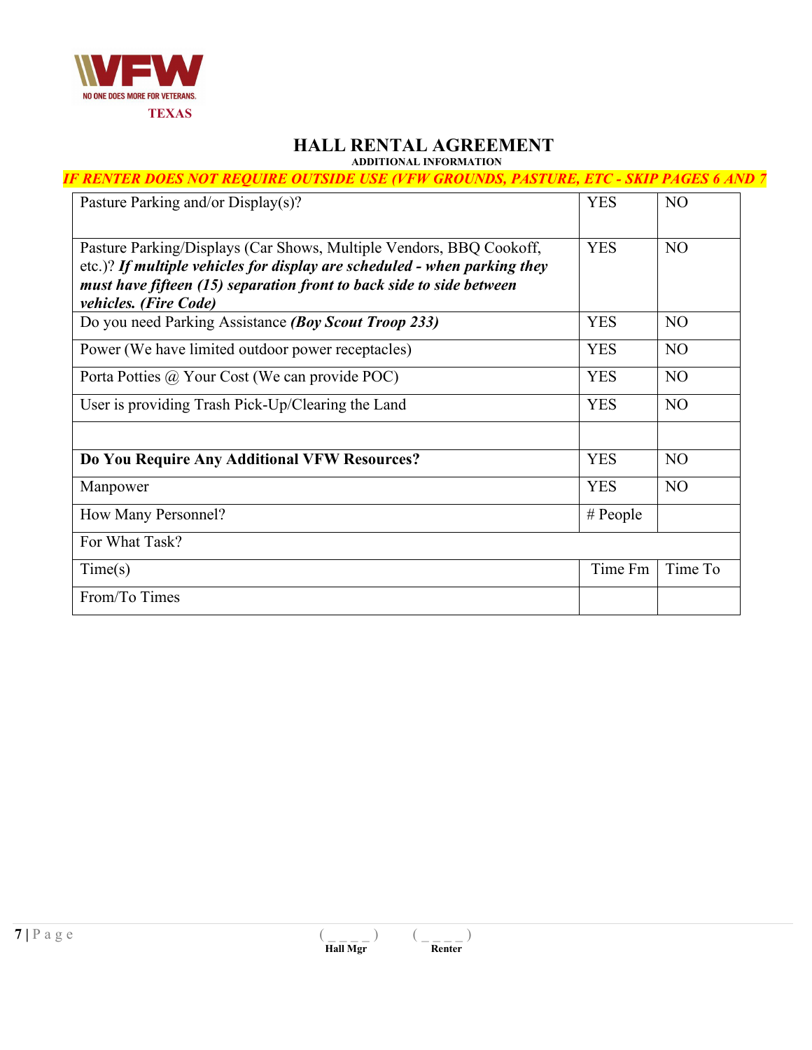NO ONE DOES MORE FOR VETERANS.

TEXAS

# HALL RENTAL AGREEMENT

**ADDITIONAL INFORMATION**

***IF RENTER DOES NOT REQUIRE OUTSIDE USE (VFW GROUNDS, PASTURE, ETC - SKIP PAGES 6 AND 7***

| Pasture Parking and/or Display(s)? | YES | NO |
|---|---|---|
| Pasture Parking/Displays (Car Shows, Multiple Vendors, BBQ Cookoff, etc.)? ***If multiple vehicles for display are scheduled - when parking they must have fifteen (15) separation front to back side to side between vehicles. (Fire Code)*** | YES | NO |
| Do you need Parking Assistance ***(Boy Scout Troop 233)*** | YES | NO |
| Power (We have limited outdoor power receptacles) | YES | NO |
| Porta Potties @ Your Cost (We can provide POC) | YES | NO |
| User is providing Trash Pick-Up/Clearing the Land | YES | NO |
| | | |
| **Do You Require Any Additional VFW Resources?** | YES | NO |
| Manpower | YES | NO |
| How Many Personnel? | # People | |
| For What Task? | | |
| Time(s) | Time Fm | Time To |
| From/To Times | | |

( _ _ _ _ ) **Hall Mgr** ( _ _ _ _ ) **Renter**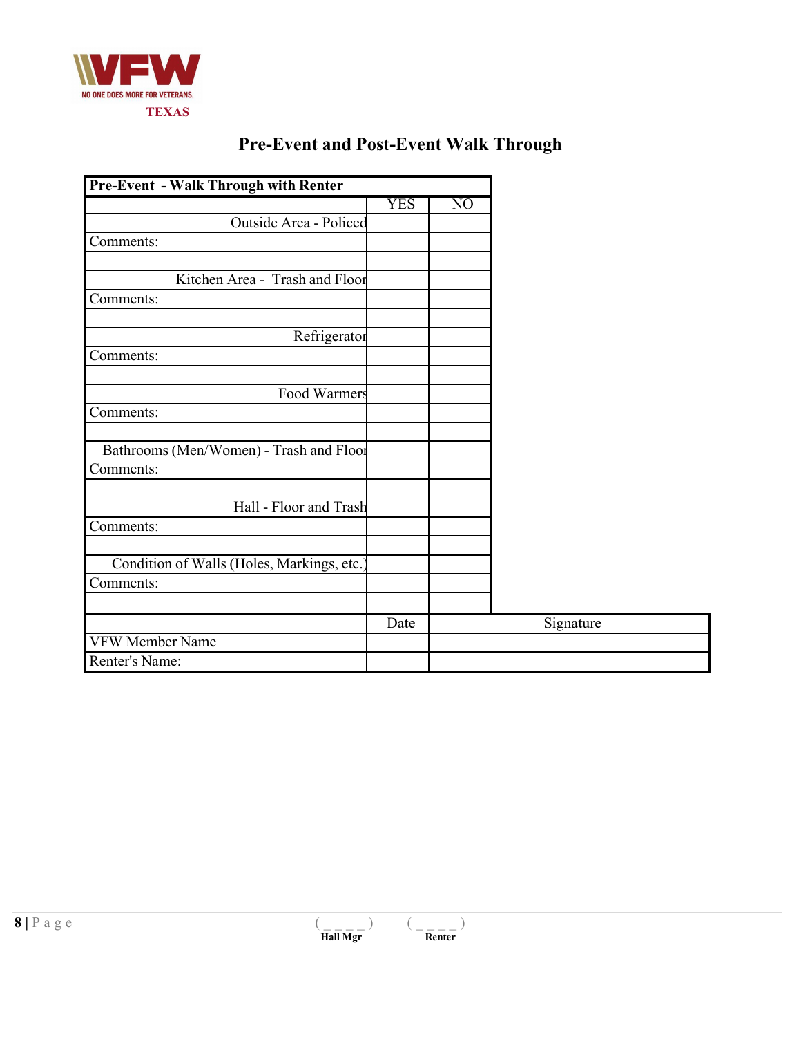VFW
NO ONE DOES MORE FOR VETERANS.
TEXAS

# Pre-Event and Post-Event Walk Through

| **Pre-Event - Walk Through with Renter** | | |
|---|---|---|
| | YES | NO |
| Outside Area - Policed | | |
| Comments: | | |
| | | |
| Kitchen Area - Trash and Floor | | |
| Comments: | | |
| | | |
| Refrigerator | | |
| Comments: | | |
| | | |
| Food Warmers | | |
| Comments: | | |
| | | |
| Bathrooms (Men/Women) - Trash and Floor | | |
| Comments: | | |
| | | |
| Hall - Floor and Trash | | |
| Comments: | | |
| | | |
| Condition of Walls (Holes, Markings, etc.) | | |
| Comments: | | |
| | | |

| | Date | Signature |
|---|---|---|
| VFW Member Name | | |
| Renter's Name: | | |

( _ _ _ _ ) Hall Mgr ( _ _ _ _ ) Renter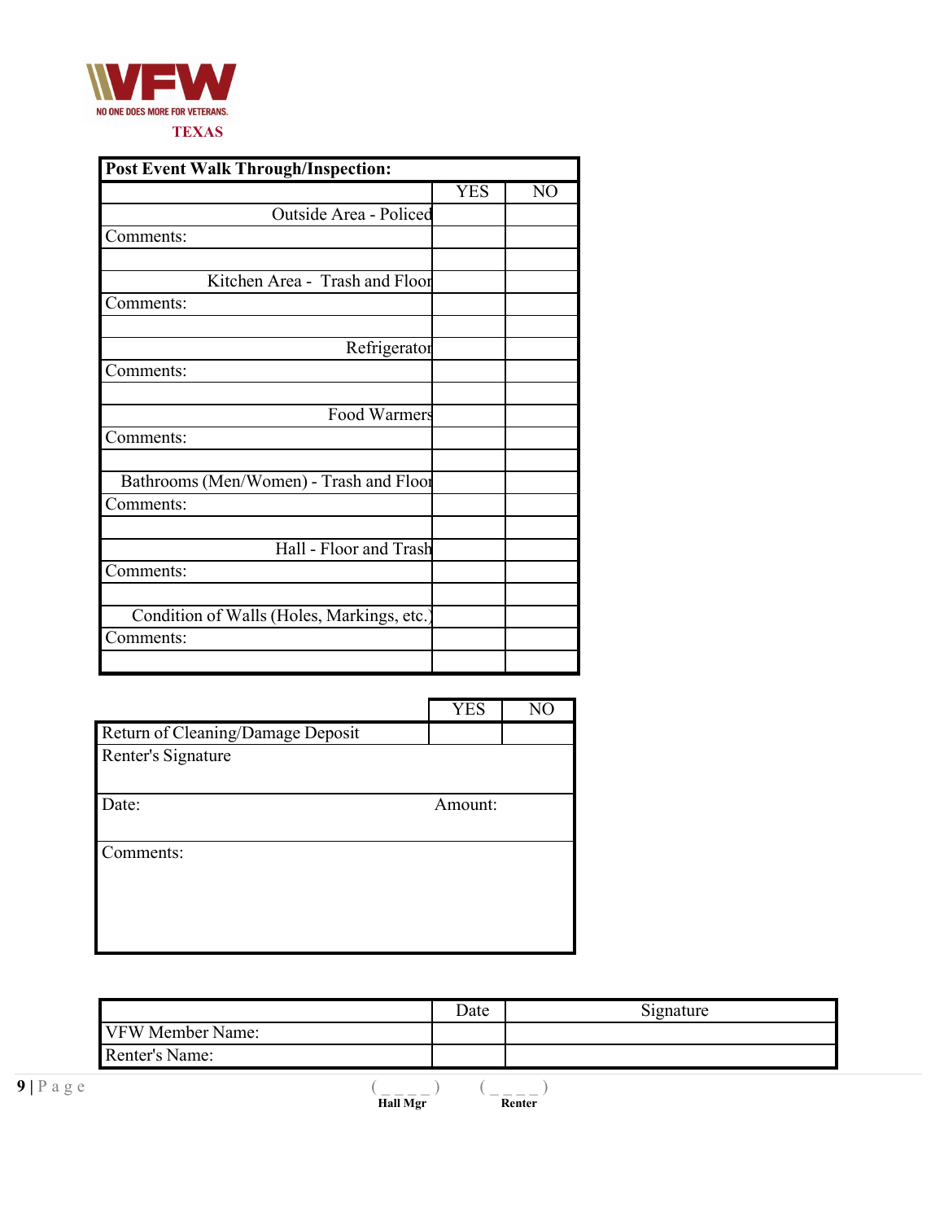VFW

NO ONE DOES MORE FOR VETERANS.

TEXAS

| Post Event Walk Through/Inspection: | | |
|---|---|---|
| | YES | NO |
| Outside Area - Policed | | |
| Comments: | | |
| | | |
| Kitchen Area - Trash and Floor | | |
| Comments: | | |
| | | |
| Refrigerator | | |
| Comments: | | |
| | | |
| Food Warmers | | |
| Comments: | | |
| | | |
| Bathrooms (Men/Women) - Trash and Floor | | |
| Comments: | | |
| | | |
| Hall - Floor and Trash | | |
| Comments: | | |
| | | |
| Condition of Walls (Holes, Markings, etc.) | | |
| Comments: | | |
| | | |

| | YES | NO |
|---|---|---|
| Return of Cleaning/Damage Deposit | | |
| Renter's Signature | | |
| Date: | Amount: | |
| Comments: | | |

| | Date | Signature |
|---|---|---|
| VFW Member Name: | | |
| Renter's Name: | | |

( _ _ _ _ ) Hall Mgr ( _ _ _ _ ) Renter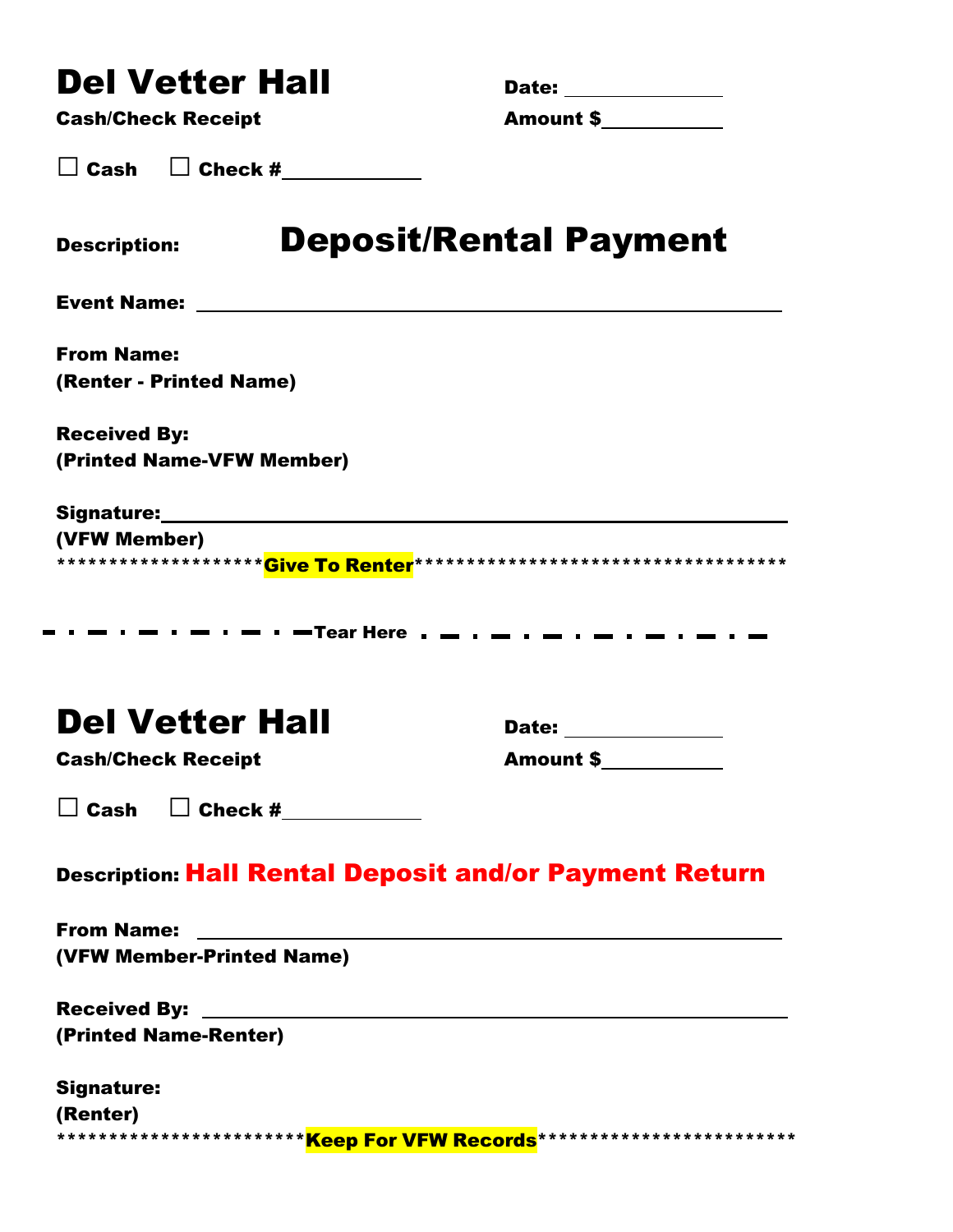# Del Vetter Hall

**Cash/Check Receipt**

**Date:** ______________

**Amount $**___________

☐ **Cash** ☐ **Check #**____________

**Description:** **Deposit/Rental Payment**

**Event Name:** ____________________________________________

**From Name:**
**(Renter - Printed Name)**

**Received By:**
**(Printed Name-VFW Member)**

**Signature:**______________________________________________
**(VFW Member)**

********************Give To Renter*************************************

- · — · — · — · — · —Tear Here · — · — · — · — · — · — · —

# Del Vetter Hall

**Cash/Check Receipt**

**Date:** ______________

**Amount $**___________

☐ **Cash** ☐ **Check #**____________

**Description:** **Hall Rental Deposit and/or Payment Return**

**From Name:** ____________________________________________
**(VFW Member-Printed Name)**

**Received By:** ___________________________________________
**(Printed Name-Renter)**

**Signature:**
**(Renter)**

************************Keep For VFW Records*************************